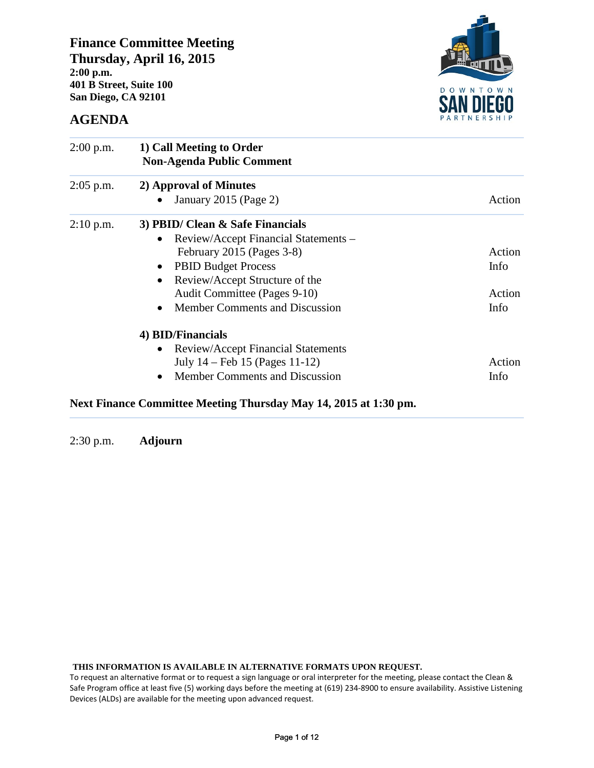# Finance Committee Meeting

## Thursday, April 16, 2015

**2:00 p.m.**
**401 B Street, Suite 100**
**San Diego, CA 92101**

DOWNTOWN SAN DIEGO PARTNERSHIP

## AGENDA

| Time | Item | Type |
|---|---|---|
| 2:00 p.m. | **1) Call Meeting to Order**<br>**Non-Agenda Public Comment** | |
| 2:05 p.m. | **2) Approval of Minutes** | |
| | • January 2015 (Page 2) | Action |
| 2:10 p.m. | **3) PBID/ Clean & Safe Financials** | |
| | • Review/Accept Financial Statements – February 2015 (Pages 3-8) | Action |
| | • PBID Budget Process | Info |
| | • Review/Accept Structure of the Audit Committee (Pages 9-10) | Action |
| | • Member Comments and Discussion | Info |
| | **4) BID/Financials** | |
| | • Review/Accept Financial Statements July 14 – Feb 15 (Pages 11-12) | Action |
| | • Member Comments and Discussion | Info |

**Next Finance Committee Meeting Thursday May 14, 2015 at 1:30 pm.**

2:30 p.m. **Adjourn**

**THIS INFORMATION IS AVAILABLE IN ALTERNATIVE FORMATS UPON REQUEST.**
To request an alternative format or to request a sign language or oral interpreter for the meeting, please contact the Clean & Safe Program office at least five (5) working days before the meeting at (619) 234-8900 to ensure availability. Assistive Listening Devices (ALDs) are available for the meeting upon advanced request.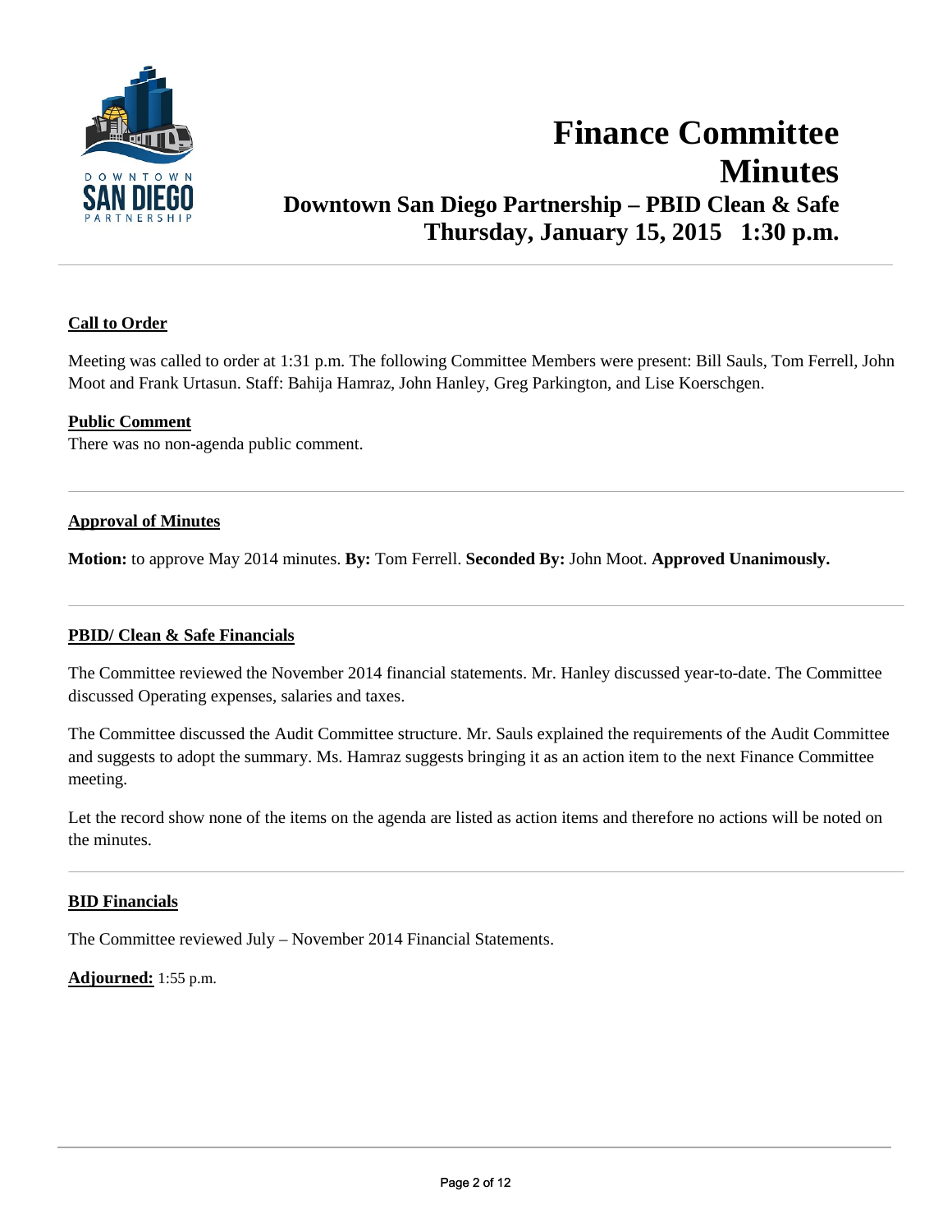# Finance Committee Minutes

## Downtown San Diego Partnership – PBID Clean & Safe

## Thursday, January 15, 2015 1:30 p.m.

**Call to Order**

Meeting was called to order at 1:31 p.m. The following Committee Members were present: Bill Sauls, Tom Ferrell, John Moot and Frank Urtasun. Staff: Bahija Hamraz, John Hanley, Greg Parkington, and Lise Koerschgen.

**Public Comment**

There was no non-agenda public comment.

---

**Approval of Minutes**

**Motion:** to approve May 2014 minutes. **By:** Tom Ferrell. **Seconded By:** John Moot. **Approved Unanimously.**

---

**PBID/ Clean & Safe Financials**

The Committee reviewed the November 2014 financial statements. Mr. Hanley discussed year-to-date. The Committee discussed Operating expenses, salaries and taxes.

The Committee discussed the Audit Committee structure. Mr. Sauls explained the requirements of the Audit Committee and suggests to adopt the summary. Ms. Hamraz suggests bringing it as an action item to the next Finance Committee meeting.

Let the record show none of the items on the agenda are listed as action items and therefore no actions will be noted on the minutes.

---

**BID Financials**

The Committee reviewed July – November 2014 Financial Statements.

**Adjourned:** 1:55 p.m.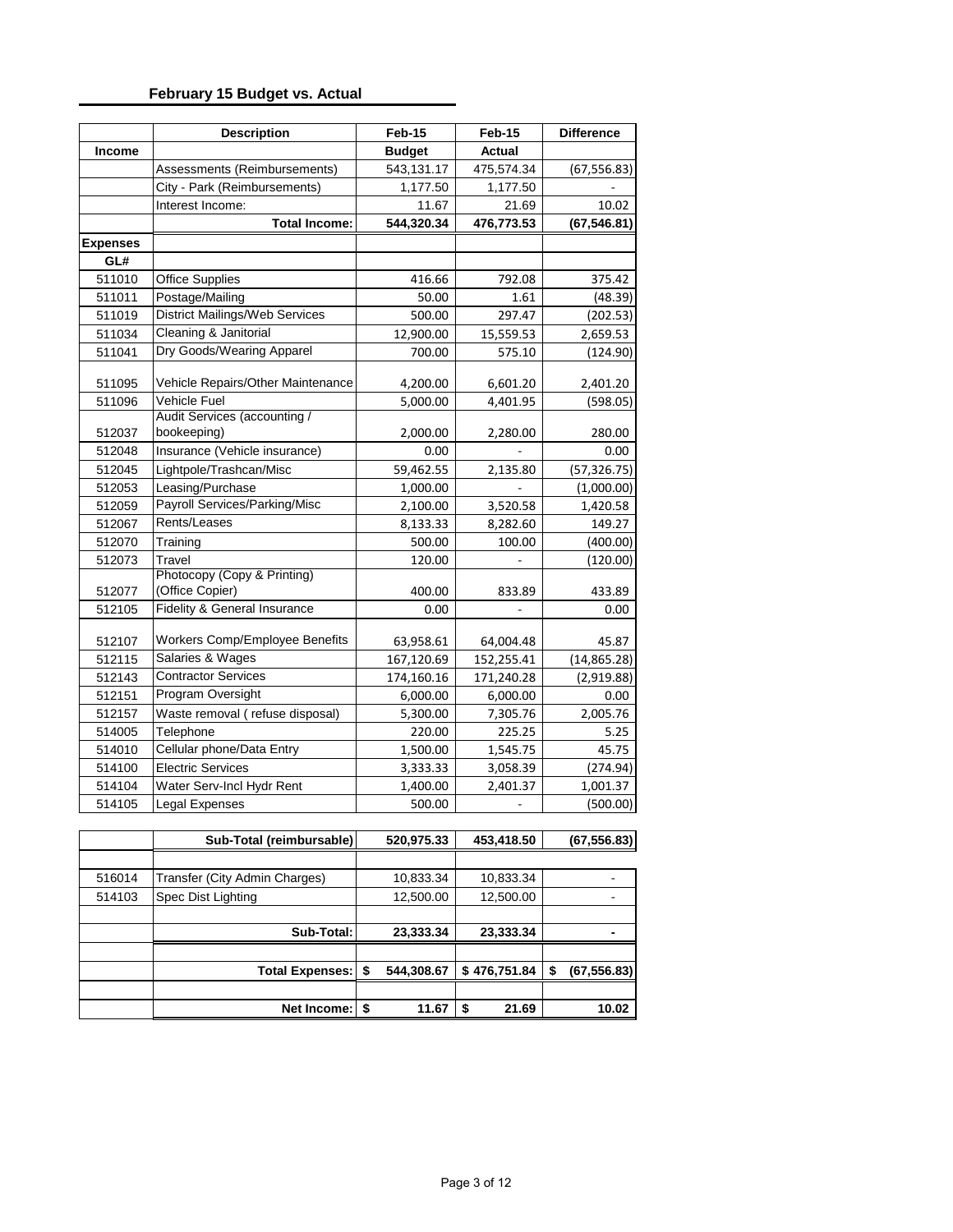## February 15 Budget vs. Actual

| | Description | Feb-15 | Feb-15 | Difference |
|---|---|---|---|---|
| **Income** | | **Budget** | **Actual** | |
| | Assessments (Reimbursements) | 543,131.17 | 475,574.34 | (67,556.83) |
| | City - Park (Reimbursements) | 1,177.50 | 1,177.50 | - |
| | Interest Income: | 11.67 | 21.69 | 10.02 |
| | **Total Income:** | **544,320.34** | **476,773.53** | **(67,546.81)** |
| **Expenses** | | | | |
| **GL#** | | | | |
| 511010 | Office Supplies | 416.66 | 792.08 | 375.42 |
| 511011 | Postage/Mailing | 50.00 | 1.61 | (48.39) |
| 511019 | District Mailings/Web Services | 500.00 | 297.47 | (202.53) |
| 511034 | Cleaning & Janitorial | 12,900.00 | 15,559.53 | 2,659.53 |
| 511041 | Dry Goods/Wearing Apparel | 700.00 | 575.10 | (124.90) |
| 511095 | Vehicle Repairs/Other Maintenance | 4,200.00 | 6,601.20 | 2,401.20 |
| 511096 | Vehicle Fuel | 5,000.00 | 4,401.95 | (598.05) |
| 512037 | Audit Services (accounting / bookeeping) | 2,000.00 | 2,280.00 | 280.00 |
| 512048 | Insurance (Vehicle insurance) | 0.00 | - | 0.00 |
| 512045 | Lightpole/Trashcan/Misc | 59,462.55 | 2,135.80 | (57,326.75) |
| 512053 | Leasing/Purchase | 1,000.00 | - | (1,000.00) |
| 512059 | Payroll Services/Parking/Misc | 2,100.00 | 3,520.58 | 1,420.58 |
| 512067 | Rents/Leases | 8,133.33 | 8,282.60 | 149.27 |
| 512070 | Training | 500.00 | 100.00 | (400.00) |
| 512073 | Travel | 120.00 | - | (120.00) |
| 512077 | Photocopy (Copy & Printing) (Office Copier) | 400.00 | 833.89 | 433.89 |
| 512105 | Fidelity & General Insurance | 0.00 | - | 0.00 |
| 512107 | Workers Comp/Employee Benefits | 63,958.61 | 64,004.48 | 45.87 |
| 512115 | Salaries & Wages | 167,120.69 | 152,255.41 | (14,865.28) |
| 512143 | Contractor Services | 174,160.16 | 171,240.28 | (2,919.88) |
| 512151 | Program Oversight | 6,000.00 | 6,000.00 | 0.00 |
| 512157 | Waste removal ( refuse disposal) | 5,300.00 | 7,305.76 | 2,005.76 |
| 514005 | Telephone | 220.00 | 225.25 | 5.25 |
| 514010 | Cellular phone/Data Entry | 1,500.00 | 1,545.75 | 45.75 |
| 514100 | Electric Services | 3,333.33 | 3,058.39 | (274.94) |
| 514104 | Water Serv-Incl Hydr Rent | 1,400.00 | 2,401.37 | 1,001.37 |
| 514105 | Legal Expenses | 500.00 | - | (500.00) |
| | **Sub-Total (reimbursable)** | **520,975.33** | **453,418.50** | **(67,556.83)** |
| | | | | |
| 516014 | Transfer (City Admin Charges) | 10,833.34 | 10,833.34 | - |
| 514103 | Spec Dist Lighting | 12,500.00 | 12,500.00 | - |
| | | | | |
| | **Sub-Total:** | **23,333.34** | **23,333.34** | **-** |
| | | | | |
| | **Total Expenses:** | **$ 544,308.67** | **$ 476,751.84** | **$ (67,556.83)** |
| | | | | |
| | **Net Income:** | **$ 11.67** | **$ 21.69** | **10.02** |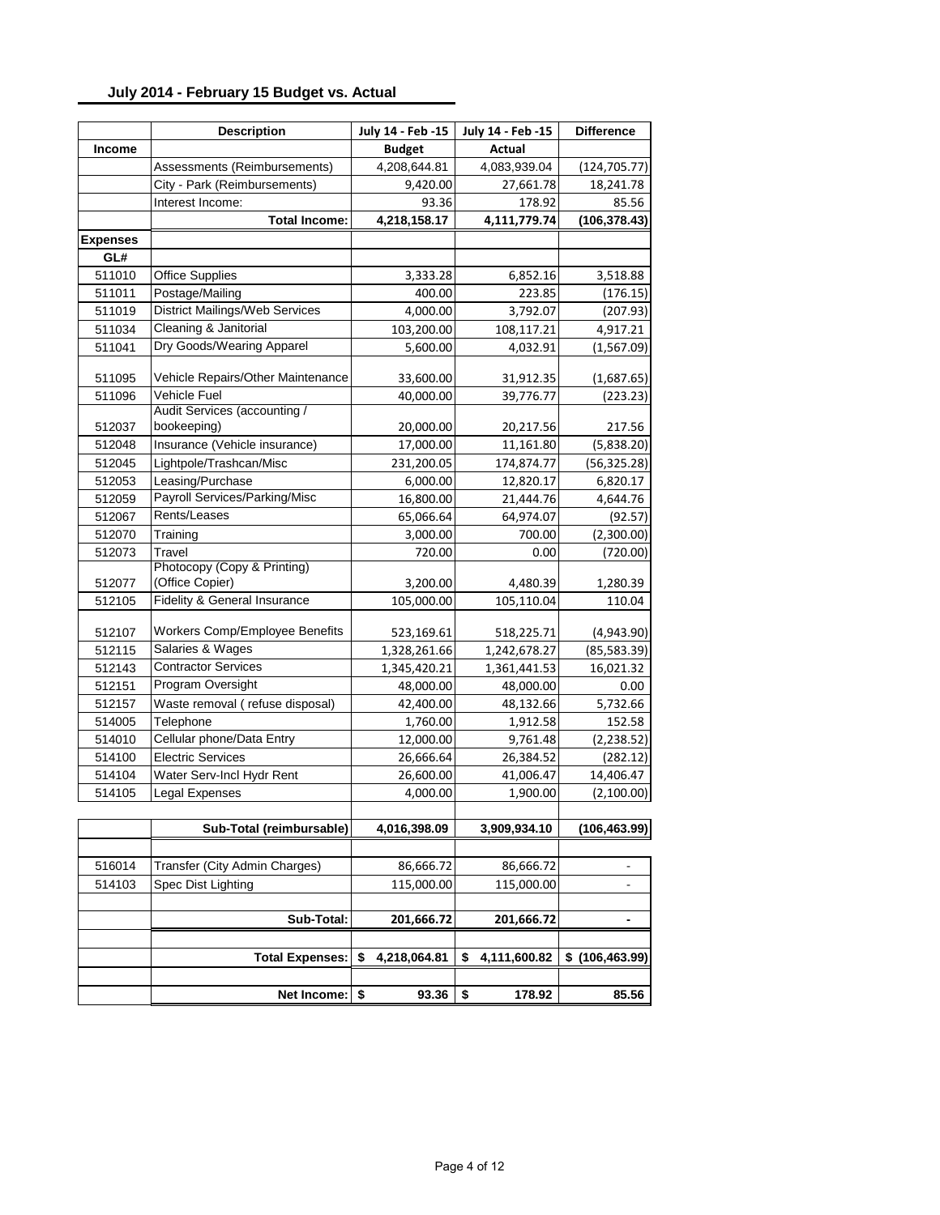## July 2014 - February 15 Budget vs. Actual

|  | Description | July 14 - Feb -15 | July 14 - Feb -15 | Difference |
|---|---|---|---|---|
| **Income** |  | **Budget** | **Actual** |  |
|  | Assessments (Reimbursements) | 4,208,644.81 | 4,083,939.04 | (124,705.77) |
|  | City - Park (Reimbursements) | 9,420.00 | 27,661.78 | 18,241.78 |
|  | Interest Income: | 93.36 | 178.92 | 85.56 |
|  | **Total Income:** | **4,218,158.17** | **4,111,779.74** | **(106,378.43)** |
| **Expenses** |  |  |  |  |
| **GL#** |  |  |  |  |
| 511010 | Office Supplies | 3,333.28 | 6,852.16 | 3,518.88 |
| 511011 | Postage/Mailing | 400.00 | 223.85 | (176.15) |
| 511019 | District Mailings/Web Services | 4,000.00 | 3,792.07 | (207.93) |
| 511034 | Cleaning & Janitorial | 103,200.00 | 108,117.21 | 4,917.21 |
| 511041 | Dry Goods/Wearing Apparel | 5,600.00 | 4,032.91 | (1,567.09) |
| 511095 | Vehicle Repairs/Other Maintenance | 33,600.00 | 31,912.35 | (1,687.65) |
| 511096 | Vehicle Fuel | 40,000.00 | 39,776.77 | (223.23) |
| 512037 | Audit Services (accounting / bookeeping) | 20,000.00 | 20,217.56 | 217.56 |
| 512048 | Insurance (Vehicle insurance) | 17,000.00 | 11,161.80 | (5,838.20) |
| 512045 | Lightpole/Trashcan/Misc | 231,200.05 | 174,874.77 | (56,325.28) |
| 512053 | Leasing/Purchase | 6,000.00 | 12,820.17 | 6,820.17 |
| 512059 | Payroll Services/Parking/Misc | 16,800.00 | 21,444.76 | 4,644.76 |
| 512067 | Rents/Leases | 65,066.64 | 64,974.07 | (92.57) |
| 512070 | Training | 3,000.00 | 700.00 | (2,300.00) |
| 512073 | Travel | 720.00 | 0.00 | (720.00) |
| 512077 | Photocopy (Copy & Printing) (Office Copier) | 3,200.00 | 4,480.39 | 1,280.39 |
| 512105 | Fidelity & General Insurance | 105,000.00 | 105,110.04 | 110.04 |
| 512107 | Workers Comp/Employee Benefits | 523,169.61 | 518,225.71 | (4,943.90) |
| 512115 | Salaries & Wages | 1,328,261.66 | 1,242,678.27 | (85,583.39) |
| 512143 | Contractor Services | 1,345,420.21 | 1,361,441.53 | 16,021.32 |
| 512151 | Program Oversight | 48,000.00 | 48,000.00 | 0.00 |
| 512157 | Waste removal ( refuse disposal) | 42,400.00 | 48,132.66 | 5,732.66 |
| 514005 | Telephone | 1,760.00 | 1,912.58 | 152.58 |
| 514010 | Cellular phone/Data Entry | 12,000.00 | 9,761.48 | (2,238.52) |
| 514100 | Electric Services | 26,666.64 | 26,384.52 | (282.12) |
| 514104 | Water Serv-Incl Hydr Rent | 26,600.00 | 41,006.47 | 14,406.47 |
| 514105 | Legal Expenses | 4,000.00 | 1,900.00 | (2,100.00) |
|  | **Sub-Total (reimbursable)** | **4,016,398.09** | **3,909,934.10** | **(106,463.99)** |
| 516014 | Transfer (City Admin Charges) | 86,666.72 | 86,666.72 | - |
| 514103 | Spec Dist Lighting | 115,000.00 | 115,000.00 | - |
|  | **Sub-Total:** | **201,666.72** | **201,666.72** | **-** |
|  | **Total Expenses:** | **$ 4,218,064.81** | **$ 4,111,600.82** | **$ (106,463.99)** |
|  | **Net Income:** | **$ 93.36** | **$ 178.92** | **85.56** |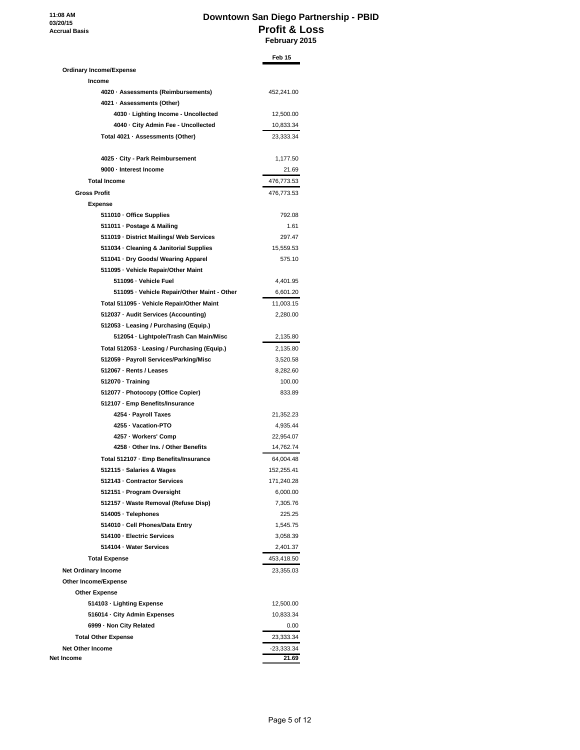11:08 AM
03/20/15
Accrual Basis

# Downtown San Diego Partnership - PBID
## Profit & Loss
### February 2015

| | Feb 15 |
|---|---|
| **Ordinary Income/Expense** | |
| **Income** | |
| 4020 · Assessments (Reimbursements) | 452,241.00 |
| 4021 · Assessments (Other) | |
| 4030 · Lighting Income - Uncollected | 12,500.00 |
| 4040 · City Admin Fee - Uncollected | 10,833.34 |
| Total 4021 · Assessments (Other) | 23,333.34 |
| | |
| 4025 · City - Park Reimbursement | 1,177.50 |
| 9000 · Interest Income | 21.69 |
| **Total Income** | 476,773.53 |
| **Gross Profit** | 476,773.53 |
| **Expense** | |
| 511010 · Office Supplies | 792.08 |
| 511011 · Postage & Mailing | 1.61 |
| 511019 · District Mailings/ Web Services | 297.47 |
| 511034 · Cleaning & Janitorial Supplies | 15,559.53 |
| 511041 · Dry Goods/ Wearing Apparel | 575.10 |
| 511095 · Vehicle Repair/Other Maint | |
| 511096 · Vehicle Fuel | 4,401.95 |
| 511095 · Vehicle Repair/Other Maint - Other | 6,601.20 |
| Total 511095 · Vehicle Repair/Other Maint | 11,003.15 |
| 512037 · Audit Services (Accounting) | 2,280.00 |
| 512053 · Leasing / Purchasing (Equip.) | |
| 512054 · Lightpole/Trash Can Main/Misc | 2,135.80 |
| Total 512053 · Leasing / Purchasing (Equip.) | 2,135.80 |
| 512059 · Payroll Services/Parking/Misc | 3,520.58 |
| 512067 · Rents / Leases | 8,282.60 |
| 512070 · Training | 100.00 |
| 512077 · Photocopy (Office Copier) | 833.89 |
| 512107 · Emp Benefits/Insurance | |
| 4254 · Payroll Taxes | 21,352.23 |
| 4255 · Vacation-PTO | 4,935.44 |
| 4257 · Workers' Comp | 22,954.07 |
| 4258 · Other Ins. / Other Benefits | 14,762.74 |
| Total 512107 · Emp Benefits/Insurance | 64,004.48 |
| 512115 · Salaries & Wages | 152,255.41 |
| 512143 · Contractor Services | 171,240.28 |
| 512151 · Program Oversight | 6,000.00 |
| 512157 · Waste Removal (Refuse Disp) | 7,305.76 |
| 514005 · Telephones | 225.25 |
| 514010 · Cell Phones/Data Entry | 1,545.75 |
| 514100 · Electric Services | 3,058.39 |
| 514104 · Water Services | 2,401.37 |
| **Total Expense** | 453,418.50 |
| **Net Ordinary Income** | 23,355.03 |
| **Other Income/Expense** | |
| **Other Expense** | |
| 514103 · Lighting Expense | 12,500.00 |
| 516014 · City Admin Expenses | 10,833.34 |
| 6999 · Non City Related | 0.00 |
| **Total Other Expense** | 23,333.34 |
| **Net Other Income** | -23,333.34 |
| **Net Income** | **21.69** |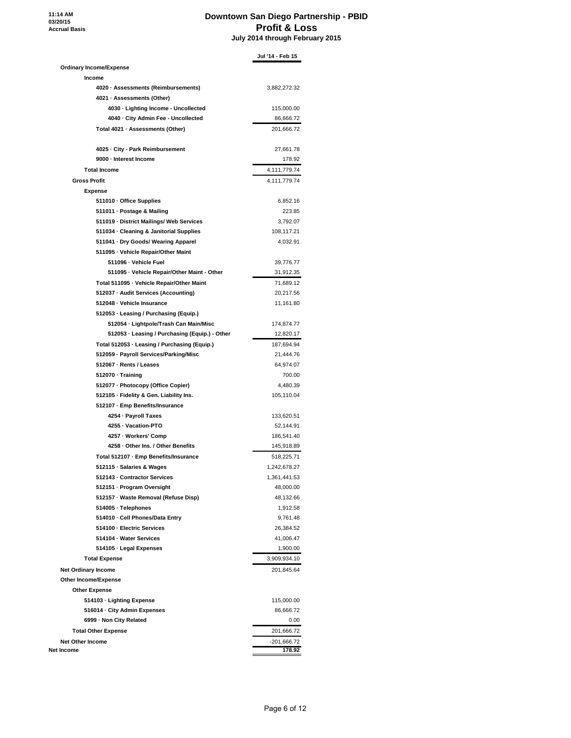11:14 AM
03/20/15
Accrual Basis

# Downtown San Diego Partnership - PBID
## Profit & Loss
### July 2014 through February 2015

| | Jul '14 - Feb 15 |
|---|---|
| **Ordinary Income/Expense** | |
| **Income** | |
| 4020 · Assessments (Reimbursements) | 3,882,272.32 |
| 4021 · Assessments (Other) | |
| 4030 · Lighting Income - Uncollected | 115,000.00 |
| 4040 · City Admin Fee - Uncollected | 86,666.72 |
| Total 4021 · Assessments (Other) | 201,666.72 |
| 4025 · City - Park Reimbursement | 27,661.78 |
| 9000 · Interest Income | 178.92 |
| **Total Income** | 4,111,779.74 |
| **Gross Profit** | 4,111,779.74 |
| **Expense** | |
| 511010 · Office Supplies | 6,852.16 |
| 511011 · Postage & Mailing | 223.85 |
| 511019 · District Mailings/ Web Services | 3,792.07 |
| 511034 · Cleaning & Janitorial Supplies | 108,117.21 |
| 511041 · Dry Goods/ Wearing Apparel | 4,032.91 |
| 511095 · Vehicle Repair/Other Maint | |
| 511096 · Vehicle Fuel | 39,776.77 |
| 511095 · Vehicle Repair/Other Maint - Other | 31,912.35 |
| Total 511095 · Vehicle Repair/Other Maint | 71,689.12 |
| 512037 · Audit Services (Accounting) | 20,217.56 |
| 512048 · Vehicle Insurance | 11,161.80 |
| 512053 · Leasing / Purchasing (Equip.) | |
| 512054 · Lightpole/Trash Can Main/Misc | 174,874.77 |
| 512053 · Leasing / Purchasing (Equip.) - Other | 12,820.17 |
| Total 512053 · Leasing / Purchasing (Equip.) | 187,694.94 |
| 512059 · Payroll Services/Parking/Misc | 21,444.76 |
| 512067 · Rents / Leases | 64,974.07 |
| 512070 · Training | 700.00 |
| 512077 · Photocopy (Office Copier) | 4,480.39 |
| 512105 · Fidelity & Gen. Liability Ins. | 105,110.04 |
| 512107 · Emp Benefits/Insurance | |
| 4254 · Payroll Taxes | 133,620.51 |
| 4255 · Vacation-PTO | 52,144.91 |
| 4257 · Workers' Comp | 186,541.40 |
| 4258 · Other Ins. / Other Benefits | 145,918.89 |
| Total 512107 · Emp Benefits/Insurance | 518,225.71 |
| 512115 · Salaries & Wages | 1,242,678.27 |
| 512143 · Contractor Services | 1,361,441.53 |
| 512151 · Program Oversight | 48,000.00 |
| 512157 · Waste Removal (Refuse Disp) | 48,132.66 |
| 514005 · Telephones | 1,912.58 |
| 514010 · Cell Phones/Data Entry | 9,761.48 |
| 514100 · Electric Services | 26,384.52 |
| 514104 · Water Services | 41,006.47 |
| 514105 · Legal Expenses | 1,900.00 |
| **Total Expense** | 3,909,934.10 |
| **Net Ordinary Income** | 201,845.64 |
| **Other Income/Expense** | |
| **Other Expense** | |
| 514103 · Lighting Expense | 115,000.00 |
| 516014 · City Admin Expenses | 86,666.72 |
| 6999 · Non City Related | 0.00 |
| **Total Other Expense** | 201,666.72 |
| **Net Other Income** | -201,666.72 |
| **Net Income** | **178.92** |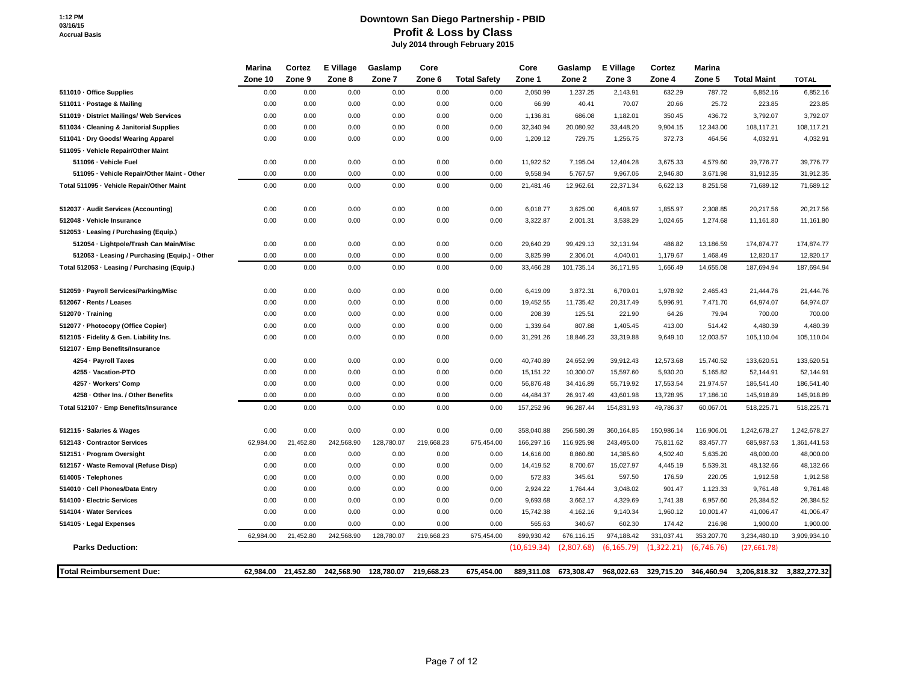1:12 PM
03/16/15
Accrual Basis

# Downtown San Diego Partnership - PBID
## Profit & Loss by Class
### July 2014 through February 2015

| | Marina Zone 10 | Cortez Zone 9 | E Village Zone 8 | Gaslamp Zone 7 | Core Zone 6 | Total Safety | Core Zone 1 | Gaslamp Zone 2 | E Village Zone 3 | Cortez Zone 4 | Marina Zone 5 | Total Maint | TOTAL |
|---|---|---|---|---|---|---|---|---|---|---|---|---|---|
| 511010 · Office Supplies | 0.00 | 0.00 | 0.00 | 0.00 | 0.00 | 0.00 | 2,050.99 | 1,237.25 | 2,143.91 | 632.29 | 787.72 | 6,852.16 | 6,852.16 |
| 511011 · Postage & Mailing | 0.00 | 0.00 | 0.00 | 0.00 | 0.00 | 0.00 | 66.99 | 40.41 | 70.07 | 20.66 | 25.72 | 223.85 | 223.85 |
| 511019 · District Mailings/ Web Services | 0.00 | 0.00 | 0.00 | 0.00 | 0.00 | 0.00 | 1,136.81 | 686.08 | 1,182.01 | 350.45 | 436.72 | 3,792.07 | 3,792.07 |
| 511034 · Cleaning & Janitorial Supplies | 0.00 | 0.00 | 0.00 | 0.00 | 0.00 | 0.00 | 32,340.94 | 20,080.92 | 33,448.20 | 9,904.15 | 12,343.00 | 108,117.21 | 108,117.21 |
| 511041 · Dry Goods/ Wearing Apparel | 0.00 | 0.00 | 0.00 | 0.00 | 0.00 | 0.00 | 1,209.12 | 729.75 | 1,256.75 | 372.73 | 464.56 | 4,032.91 | 4,032.91 |
| 511095 · Vehicle Repair/Other Maint | | | | | | | | | | | | | |
| 511096 · Vehicle Fuel | 0.00 | 0.00 | 0.00 | 0.00 | 0.00 | 0.00 | 11,922.52 | 7,195.04 | 12,404.28 | 3,675.33 | 4,579.60 | 39,776.77 | 39,776.77 |
| 511095 · Vehicle Repair/Other Maint - Other | 0.00 | 0.00 | 0.00 | 0.00 | 0.00 | 0.00 | 9,558.94 | 5,767.57 | 9,967.06 | 2,946.80 | 3,671.98 | 31,912.35 | 31,912.35 |
| Total 511095 · Vehicle Repair/Other Maint | 0.00 | 0.00 | 0.00 | 0.00 | 0.00 | 0.00 | 21,481.46 | 12,962.61 | 22,371.34 | 6,622.13 | 8,251.58 | 71,689.12 | 71,689.12 |
| 512037 · Audit Services (Accounting) | 0.00 | 0.00 | 0.00 | 0.00 | 0.00 | 0.00 | 6,018.77 | 3,625.00 | 6,408.97 | 1,855.97 | 2,308.85 | 20,217.56 | 20,217.56 |
| 512048 · Vehicle Insurance | 0.00 | 0.00 | 0.00 | 0.00 | 0.00 | 0.00 | 3,322.87 | 2,001.31 | 3,538.29 | 1,024.65 | 1,274.68 | 11,161.80 | 11,161.80 |
| 512053 · Leasing / Purchasing (Equip.) | | | | | | | | | | | | | |
| 512054 · Lightpole/Trash Can Main/Misc | 0.00 | 0.00 | 0.00 | 0.00 | 0.00 | 0.00 | 29,640.29 | 99,429.13 | 32,131.94 | 486.82 | 13,186.59 | 174,874.77 | 174,874.77 |
| 512053 · Leasing / Purchasing (Equip.) - Other | 0.00 | 0.00 | 0.00 | 0.00 | 0.00 | 0.00 | 3,825.99 | 2,306.01 | 4,040.01 | 1,179.67 | 1,468.49 | 12,820.17 | 12,820.17 |
| Total 512053 · Leasing / Purchasing (Equip.) | 0.00 | 0.00 | 0.00 | 0.00 | 0.00 | 0.00 | 33,466.28 | 101,735.14 | 36,171.95 | 1,666.49 | 14,655.08 | 187,694.94 | 187,694.94 |
| 512059 · Payroll Services/Parking/Misc | 0.00 | 0.00 | 0.00 | 0.00 | 0.00 | 0.00 | 6,419.09 | 3,872.31 | 6,709.01 | 1,978.92 | 2,465.43 | 21,444.76 | 21,444.76 |
| 512067 · Rents / Leases | 0.00 | 0.00 | 0.00 | 0.00 | 0.00 | 0.00 | 19,452.55 | 11,735.42 | 20,317.49 | 5,996.91 | 7,471.70 | 64,974.07 | 64,974.07 |
| 512070 · Training | 0.00 | 0.00 | 0.00 | 0.00 | 0.00 | 0.00 | 208.39 | 125.51 | 221.90 | 64.26 | 79.94 | 700.00 | 700.00 |
| 512077 · Photocopy (Office Copier) | 0.00 | 0.00 | 0.00 | 0.00 | 0.00 | 0.00 | 1,339.64 | 807.88 | 1,405.45 | 413.00 | 514.42 | 4,480.39 | 4,480.39 |
| 512105 · Fidelity & Gen. Liability Ins. | 0.00 | 0.00 | 0.00 | 0.00 | 0.00 | 0.00 | 31,291.26 | 18,846.23 | 33,319.88 | 9,649.10 | 12,003.57 | 105,110.04 | 105,110.04 |
| 512107 · Emp Benefits/Insurance | | | | | | | | | | | | | |
| 4254 · Payroll Taxes | 0.00 | 0.00 | 0.00 | 0.00 | 0.00 | 0.00 | 40,740.89 | 24,652.99 | 39,912.43 | 12,573.68 | 15,740.52 | 133,620.51 | 133,620.51 |
| 4255 · Vacation-PTO | 0.00 | 0.00 | 0.00 | 0.00 | 0.00 | 0.00 | 15,151.22 | 10,300.07 | 15,597.60 | 5,930.20 | 5,165.82 | 52,144.91 | 52,144.91 |
| 4257 · Workers' Comp | 0.00 | 0.00 | 0.00 | 0.00 | 0.00 | 0.00 | 56,876.48 | 34,416.89 | 55,719.92 | 17,553.54 | 21,974.57 | 186,541.40 | 186,541.40 |
| 4258 · Other Ins. / Other Benefits | 0.00 | 0.00 | 0.00 | 0.00 | 0.00 | 0.00 | 44,484.37 | 26,917.49 | 43,601.98 | 13,728.95 | 17,186.10 | 145,918.89 | 145,918.89 |
| Total 512107 · Emp Benefits/Insurance | 0.00 | 0.00 | 0.00 | 0.00 | 0.00 | 0.00 | 157,252.96 | 96,287.44 | 154,831.93 | 49,786.37 | 60,067.01 | 518,225.71 | 518,225.71 |
| 512115 · Salaries & Wages | 0.00 | 0.00 | 0.00 | 0.00 | 0.00 | 0.00 | 358,040.88 | 256,580.39 | 360,164.85 | 150,986.14 | 116,906.01 | 1,242,678.27 | 1,242,678.27 |
| 512143 · Contractor Services | 62,984.00 | 21,452.80 | 242,568.90 | 128,780.07 | 219,668.23 | 675,454.00 | 166,297.16 | 116,925.98 | 243,495.00 | 75,811.62 | 83,457.77 | 685,987.53 | 1,361,441.53 |
| 512151 · Program Oversight | 0.00 | 0.00 | 0.00 | 0.00 | 0.00 | 0.00 | 14,616.00 | 8,860.80 | 14,385.60 | 4,502.40 | 5,635.20 | 48,000.00 | 48,000.00 |
| 512157 · Waste Removal (Refuse Disp) | 0.00 | 0.00 | 0.00 | 0.00 | 0.00 | 0.00 | 14,419.52 | 8,700.67 | 15,027.97 | 4,445.19 | 5,539.31 | 48,132.66 | 48,132.66 |
| 514005 · Telephones | 0.00 | 0.00 | 0.00 | 0.00 | 0.00 | 0.00 | 572.83 | 345.61 | 597.50 | 176.59 | 220.05 | 1,912.58 | 1,912.58 |
| 514010 · Cell Phones/Data Entry | 0.00 | 0.00 | 0.00 | 0.00 | 0.00 | 0.00 | 2,924.22 | 1,764.44 | 3,048.02 | 901.47 | 1,123.33 | 9,761.48 | 9,761.48 |
| 514100 · Electric Services | 0.00 | 0.00 | 0.00 | 0.00 | 0.00 | 0.00 | 9,693.68 | 3,662.17 | 4,329.69 | 1,741.38 | 6,957.60 | 26,384.52 | 26,384.52 |
| 514104 · Water Services | 0.00 | 0.00 | 0.00 | 0.00 | 0.00 | 0.00 | 15,742.38 | 4,162.16 | 9,140.34 | 1,960.12 | 10,001.47 | 41,006.47 | 41,006.47 |
| 514105 · Legal Expenses | 0.00 | 0.00 | 0.00 | 0.00 | 0.00 | 0.00 | 565.63 | 340.67 | 602.30 | 174.42 | 216.98 | 1,900.00 | 1,900.00 |
| | 62,984.00 | 21,452.80 | 242,568.90 | 128,780.07 | 219,668.23 | 675,454.00 | 899,930.42 | 676,116.15 | 974,188.42 | 331,037.41 | 353,207.70 | 3,234,480.10 | 3,909,934.10 |
| **Parks Deduction:** | | | | | | | (10,619.34) | (2,807.68) | (6,165.79) | (1,322.21) | (6,746.76) | (27,661.78) | |
| **Total Reimbursement Due:** | **62,984.00** | **21,452.80** | **242,568.90** | **128,780.07** | **219,668.23** | **675,454.00** | **889,311.08** | **673,308.47** | **968,022.63** | **329,715.20** | **346,460.94** | **3,206,818.32** | **3,882,272.32** |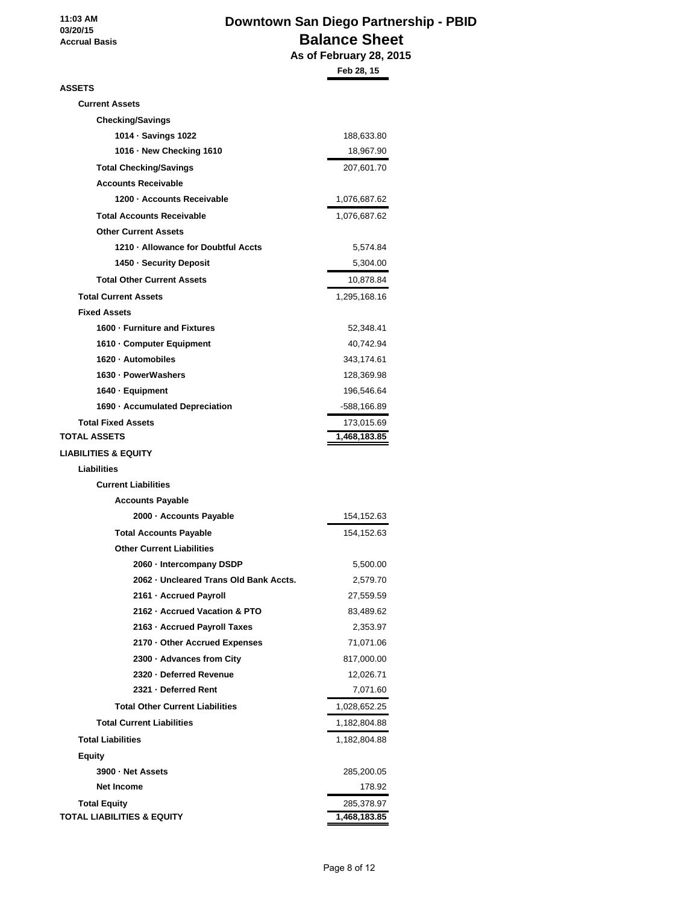11:03 AM
03/20/15
Accrual Basis

# Downtown San Diego Partnership - PBID
## Balance Sheet
### As of February 28, 2015

| | Feb 28, 15 |
|---|---|
| **ASSETS** | |
| **Current Assets** | |
| **Checking/Savings** | |
| 1014 · Savings 1022 | 188,633.80 |
| 1016 · New Checking 1610 | 18,967.90 |
| **Total Checking/Savings** | 207,601.70 |
| **Accounts Receivable** | |
| 1200 · Accounts Receivable | 1,076,687.62 |
| **Total Accounts Receivable** | 1,076,687.62 |
| **Other Current Assets** | |
| 1210 · Allowance for Doubtful Accts | 5,574.84 |
| 1450 · Security Deposit | 5,304.00 |
| **Total Other Current Assets** | 10,878.84 |
| **Total Current Assets** | 1,295,168.16 |
| **Fixed Assets** | |
| 1600 · Furniture and Fixtures | 52,348.41 |
| 1610 · Computer Equipment | 40,742.94 |
| 1620 · Automobiles | 343,174.61 |
| 1630 · PowerWashers | 128,369.98 |
| 1640 · Equipment | 196,546.64 |
| 1690 · Accumulated Depreciation | -588,166.89 |
| **Total Fixed Assets** | 173,015.69 |
| **TOTAL ASSETS** | **1,468,183.85** |
| **LIABILITIES & EQUITY** | |
| **Liabilities** | |
| **Current Liabilities** | |
| **Accounts Payable** | |
| 2000 · Accounts Payable | 154,152.63 |
| **Total Accounts Payable** | 154,152.63 |
| **Other Current Liabilities** | |
| 2060 · Intercompany DSDP | 5,500.00 |
| 2062 · Uncleared Trans Old Bank Accts. | 2,579.70 |
| 2161 · Accrued Payroll | 27,559.59 |
| 2162 · Accrued Vacation & PTO | 83,489.62 |
| 2163 · Accrued Payroll Taxes | 2,353.97 |
| 2170 · Other Accrued Expenses | 71,071.06 |
| 2300 · Advances from City | 817,000.00 |
| 2320 · Deferred Revenue | 12,026.71 |
| 2321 · Deferred Rent | 7,071.60 |
| **Total Other Current Liabilities** | 1,028,652.25 |
| **Total Current Liabilities** | 1,182,804.88 |
| **Total Liabilities** | 1,182,804.88 |
| **Equity** | |
| 3900 · Net Assets | 285,200.05 |
| Net Income | 178.92 |
| **Total Equity** | 285,378.97 |
| **TOTAL LIABILITIES & EQUITY** | **1,468,183.85** |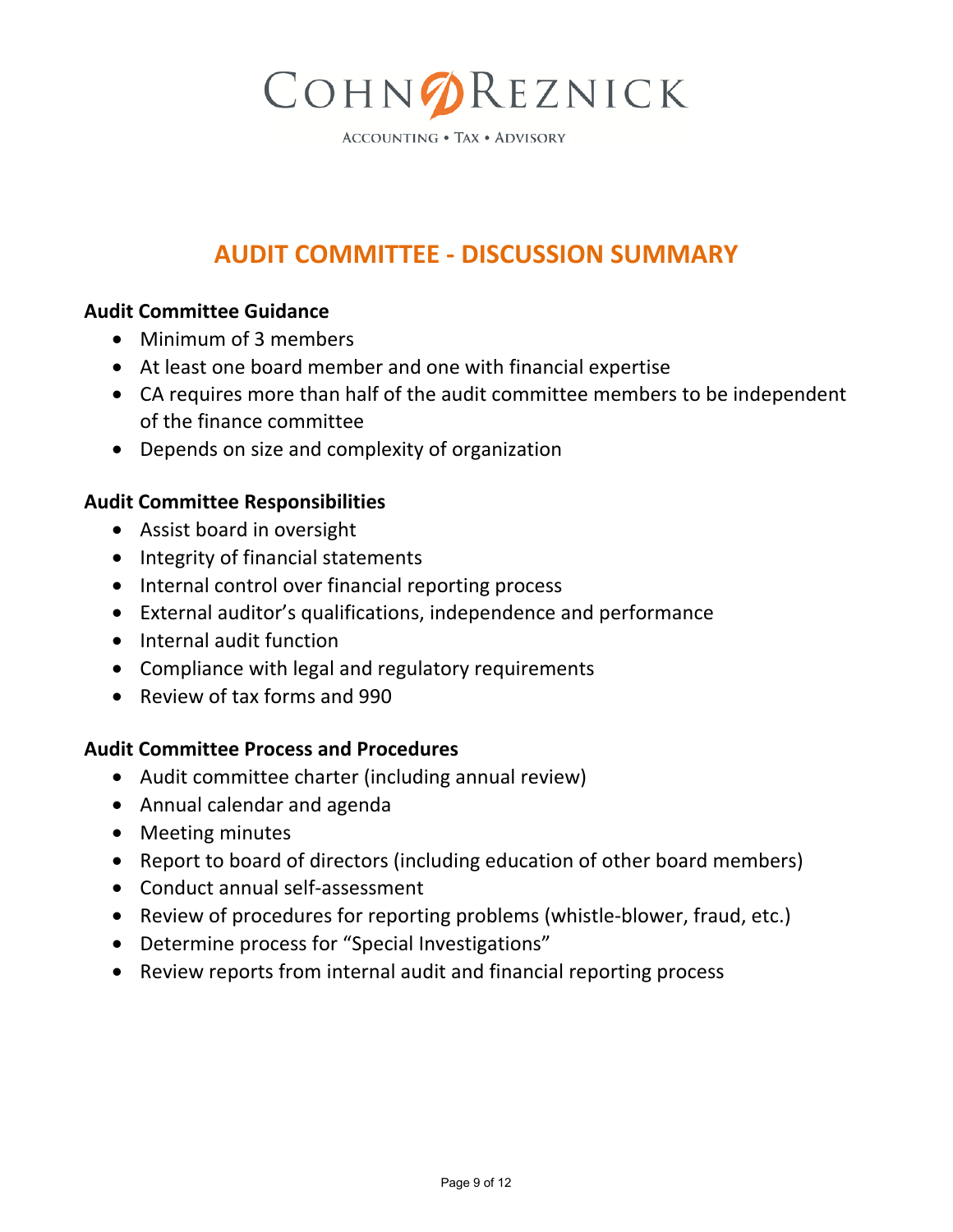# COHNREZNICK

ACCOUNTING • TAX • ADVISORY

## AUDIT COMMITTEE - DISCUSSION SUMMARY

**Audit Committee Guidance**

- Minimum of 3 members
- At least one board member and one with financial expertise
- CA requires more than half of the audit committee members to be independent of the finance committee
- Depends on size and complexity of organization

**Audit Committee Responsibilities**

- Assist board in oversight
- Integrity of financial statements
- Internal control over financial reporting process
- External auditor's qualifications, independence and performance
- Internal audit function
- Compliance with legal and regulatory requirements
- Review of tax forms and 990

**Audit Committee Process and Procedures**

- Audit committee charter (including annual review)
- Annual calendar and agenda
- Meeting minutes
- Report to board of directors (including education of other board members)
- Conduct annual self-assessment
- Review of procedures for reporting problems (whistle-blower, fraud, etc.)
- Determine process for "Special Investigations"
- Review reports from internal audit and financial reporting process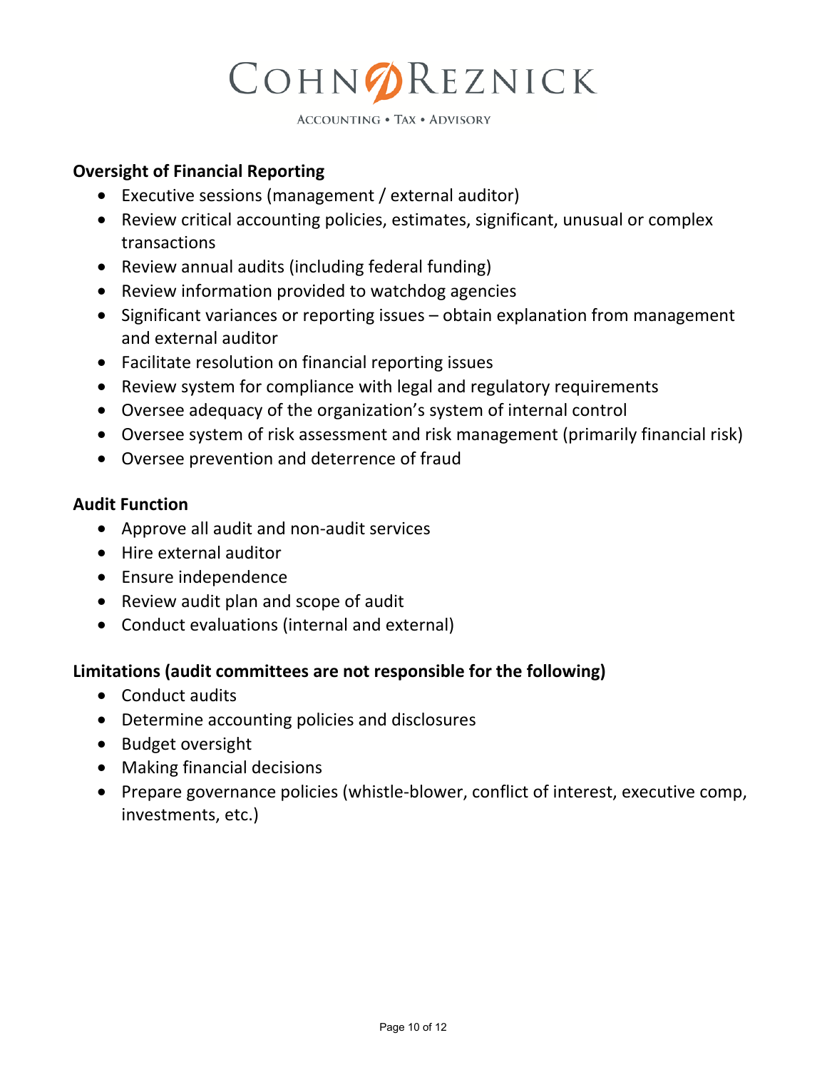**Oversight of Financial Reporting**

- Executive sessions (management / external auditor)
- Review critical accounting policies, estimates, significant, unusual or complex transactions
- Review annual audits (including federal funding)
- Review information provided to watchdog agencies
- Significant variances or reporting issues – obtain explanation from management and external auditor
- Facilitate resolution on financial reporting issues
- Review system for compliance with legal and regulatory requirements
- Oversee adequacy of the organization's system of internal control
- Oversee system of risk assessment and risk management (primarily financial risk)
- Oversee prevention and deterrence of fraud

**Audit Function**

- Approve all audit and non-audit services
- Hire external auditor
- Ensure independence
- Review audit plan and scope of audit
- Conduct evaluations (internal and external)

**Limitations (audit committees are not responsible for the following)**

- Conduct audits
- Determine accounting policies and disclosures
- Budget oversight
- Making financial decisions
- Prepare governance policies (whistle-blower, conflict of interest, executive comp, investments, etc.)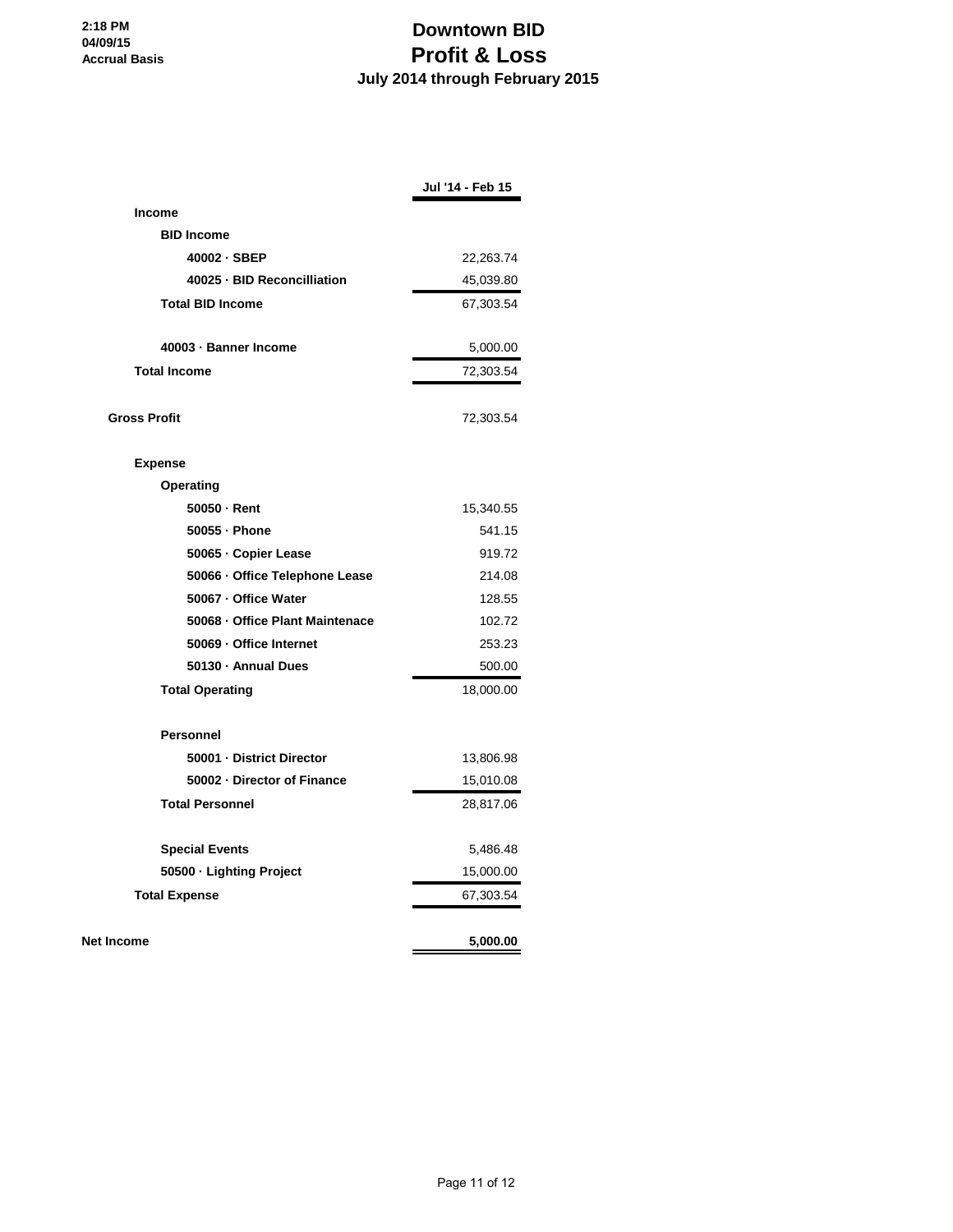2:18 PM
04/09/15
Accrual Basis

# Downtown BID
## Profit & Loss
### July 2014 through February 2015

| | Jul '14 - Feb 15 |
|---|---|
| **Income** | |
| **BID Income** | |
| **40002 · SBEP** | 22,263.74 |
| **40025 · BID Reconcilliation** | 45,039.80 |
| **Total BID Income** | 67,303.54 |
| | |
| **40003 · Banner Income** | 5,000.00 |
| **Total Income** | 72,303.54 |
| | |
| **Gross Profit** | 72,303.54 |
| | |
| **Expense** | |
| **Operating** | |
| **50050 · Rent** | 15,340.55 |
| **50055 · Phone** | 541.15 |
| **50065 · Copier Lease** | 919.72 |
| **50066 · Office Telephone Lease** | 214.08 |
| **50067 · Office Water** | 128.55 |
| **50068 · Office Plant Maintenace** | 102.72 |
| **50069 · Office Internet** | 253.23 |
| **50130 · Annual Dues** | 500.00 |
| **Total Operating** | 18,000.00 |
| | |
| **Personnel** | |
| **50001 · District Director** | 13,806.98 |
| **50002 · Director of Finance** | 15,010.08 |
| **Total Personnel** | 28,817.06 |
| | |
| **Special Events** | 5,486.48 |
| **50500 · Lighting Project** | 15,000.00 |
| **Total Expense** | 67,303.54 |
| | |
| **Net Income** | **5,000.00** |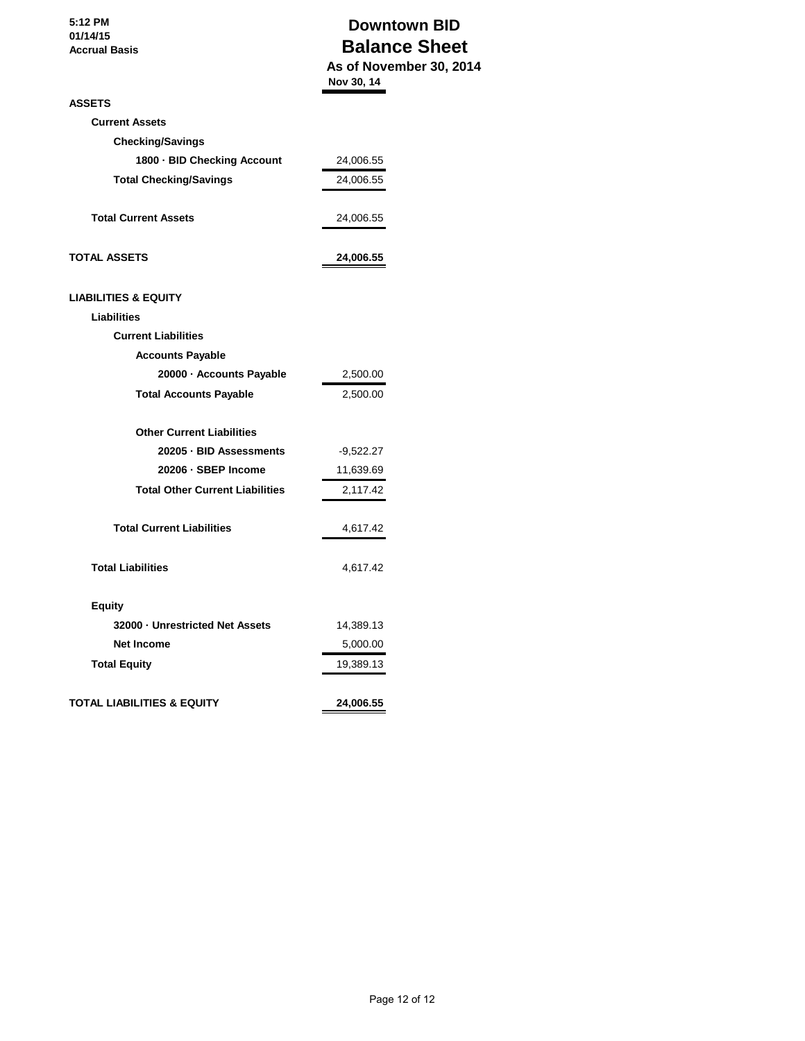5:12 PM
01/14/15
Accrual Basis

# Downtown BID
## Balance Sheet
### As of November 30, 2014

| | Nov 30, 14 |
|---|---|
| **ASSETS** | |
| **Current Assets** | |
| **Checking/Savings** | |
| **1800 · BID Checking Account** | 24,006.55 |
| **Total Checking/Savings** | 24,006.55 |
| **Total Current Assets** | 24,006.55 |
| **TOTAL ASSETS** | **24,006.55** |
| **LIABILITIES & EQUITY** | |
| **Liabilities** | |
| **Current Liabilities** | |
| **Accounts Payable** | |
| **20000 · Accounts Payable** | 2,500.00 |
| **Total Accounts Payable** | 2,500.00 |
| **Other Current Liabilities** | |
| **20205 · BID Assessments** | -9,522.27 |
| **20206 · SBEP Income** | 11,639.69 |
| **Total Other Current Liabilities** | 2,117.42 |
| **Total Current Liabilities** | 4,617.42 |
| **Total Liabilities** | 4,617.42 |
| **Equity** | |
| **32000 · Unrestricted Net Assets** | 14,389.13 |
| **Net Income** | 5,000.00 |
| **Total Equity** | 19,389.13 |
| **TOTAL LIABILITIES & EQUITY** | **24,006.55** |